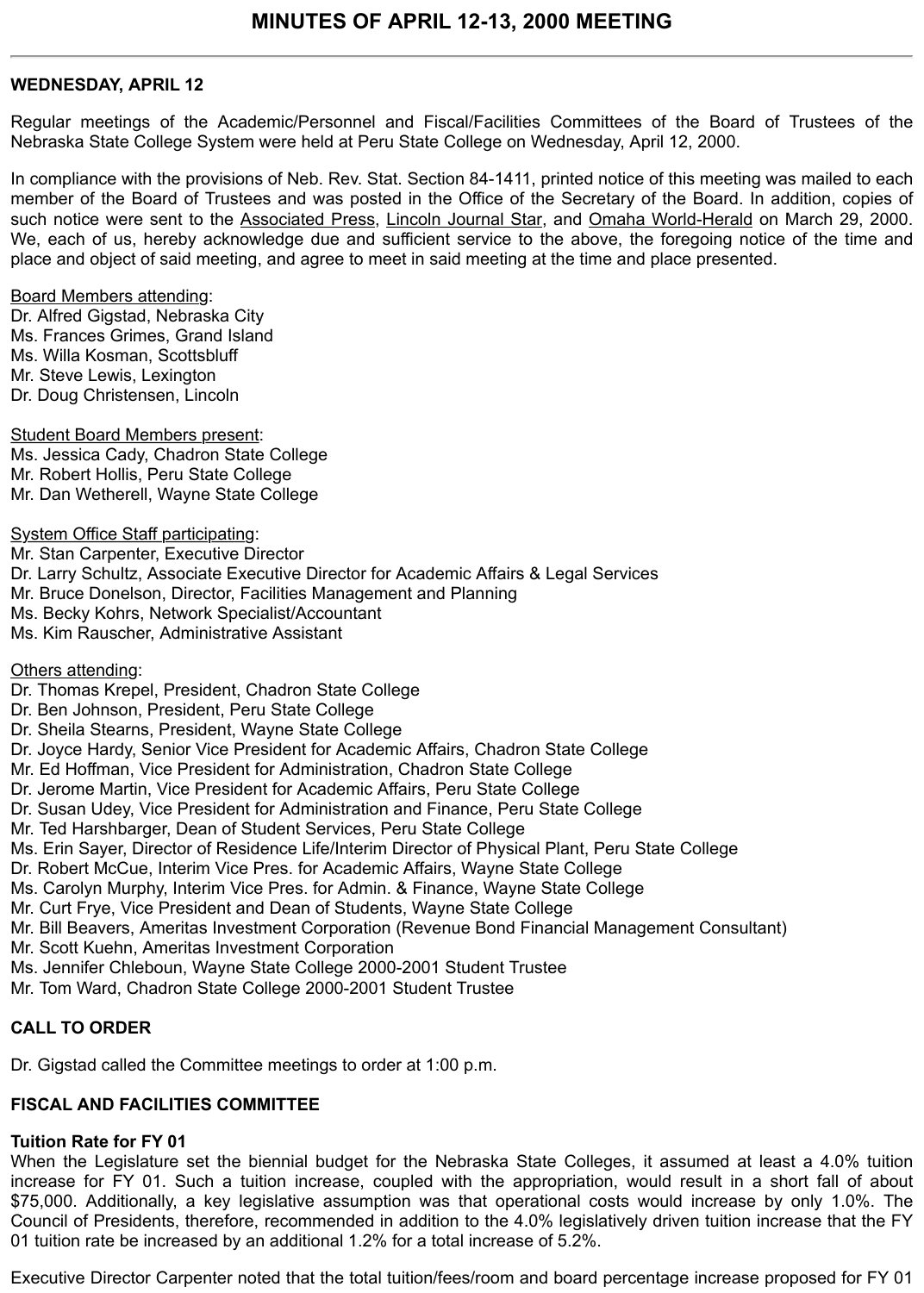# MINUTES OF APRIL 12-13, 2000 MEETING

---

**WEDNESDAY, APRIL 12**

Regular meetings of the Academic/Personnel and Fiscal/Facilities Committees of the Board of Trustees of the Nebraska State College System were held at Peru State College on Wednesday, April 12, 2000.

In compliance with the provisions of Neb. Rev. Stat. Section 84-1411, printed notice of this meeting was mailed to each member of the Board of Trustees and was posted in the Office of the Secretary of the Board. In addition, copies of such notice were sent to the Associated Press, Lincoln Journal Star, and Omaha World-Herald on March 29, 2000. We, each of us, hereby acknowledge due and sufficient service to the above, the foregoing notice of the time and place and object of said meeting, and agree to meet in said meeting at the time and place presented.

Board Members attending:
Dr. Alfred Gigstad, Nebraska City
Ms. Frances Grimes, Grand Island
Ms. Willa Kosman, Scottsbluff
Mr. Steve Lewis, Lexington
Dr. Doug Christensen, Lincoln

Student Board Members present:
Ms. Jessica Cady, Chadron State College
Mr. Robert Hollis, Peru State College
Mr. Dan Wetherell, Wayne State College

System Office Staff participating:
Mr. Stan Carpenter, Executive Director
Dr. Larry Schultz, Associate Executive Director for Academic Affairs & Legal Services
Mr. Bruce Donelson, Director, Facilities Management and Planning
Ms. Becky Kohrs, Network Specialist/Accountant
Ms. Kim Rauscher, Administrative Assistant

Others attending:
Dr. Thomas Krepel, President, Chadron State College
Dr. Ben Johnson, President, Peru State College
Dr. Sheila Stearns, President, Wayne State College
Dr. Joyce Hardy, Senior Vice President for Academic Affairs, Chadron State College
Mr. Ed Hoffman, Vice President for Administration, Chadron State College
Dr. Jerome Martin, Vice President for Academic Affairs, Peru State College
Dr. Susan Udey, Vice President for Administration and Finance, Peru State College
Mr. Ted Harshbarger, Dean of Student Services, Peru State College
Ms. Erin Sayer, Director of Residence Life/Interim Director of Physical Plant, Peru State College
Dr. Robert McCue, Interim Vice Pres. for Academic Affairs, Wayne State College
Ms. Carolyn Murphy, Interim Vice Pres. for Admin. & Finance, Wayne State College
Mr. Curt Frye, Vice President and Dean of Students, Wayne State College
Mr. Bill Beavers, Ameritas Investment Corporation (Revenue Bond Financial Management Consultant)
Mr. Scott Kuehn, Ameritas Investment Corporation
Ms. Jennifer Chleboun, Wayne State College 2000-2001 Student Trustee
Mr. Tom Ward, Chadron State College 2000-2001 Student Trustee

**CALL TO ORDER**

Dr. Gigstad called the Committee meetings to order at 1:00 p.m.

**FISCAL AND FACILITIES COMMITTEE**

**Tuition Rate for FY 01**
When the Legislature set the biennial budget for the Nebraska State Colleges, it assumed at least a 4.0% tuition increase for FY 01. Such a tuition increase, coupled with the appropriation, would result in a short fall of about $75,000. Additionally, a key legislative assumption was that operational costs would increase by only 1.0%. The Council of Presidents, therefore, recommended in addition to the 4.0% legislatively driven tuition increase that the FY 01 tuition rate be increased by an additional 1.2% for a total increase of 5.2%.

Executive Director Carpenter noted that the total tuition/fees/room and board percentage increase proposed for FY 01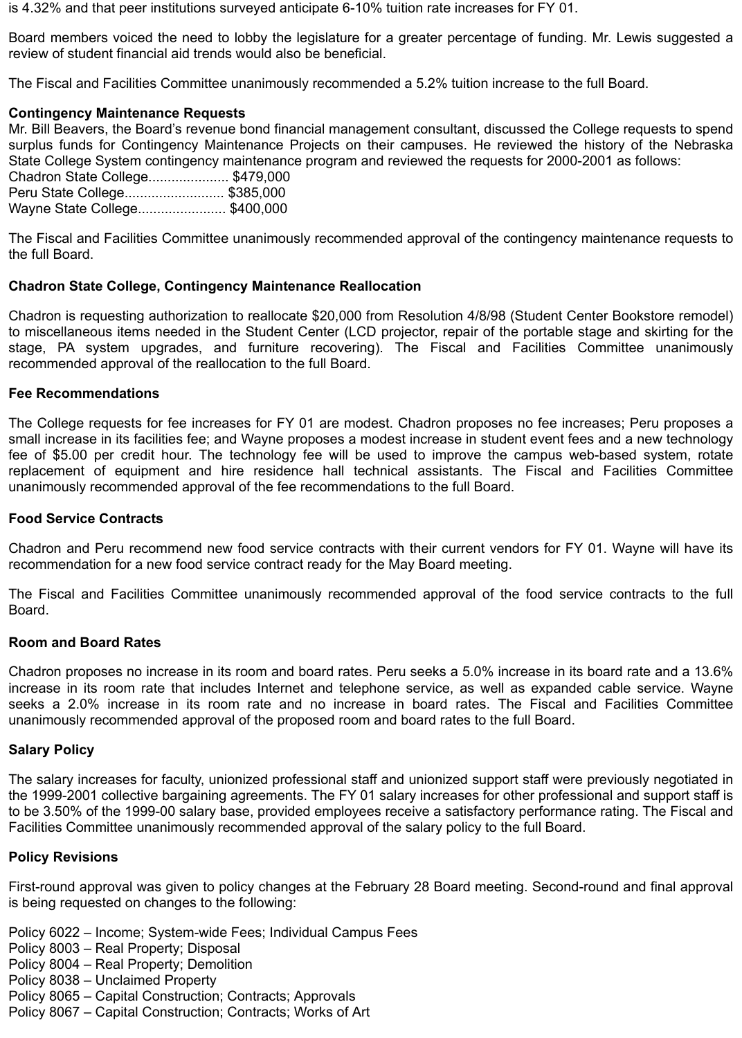is 4.32% and that peer institutions surveyed anticipate 6-10% tuition rate increases for FY 01.

Board members voiced the need to lobby the legislature for a greater percentage of funding. Mr. Lewis suggested a review of student financial aid trends would also be beneficial.

The Fiscal and Facilities Committee unanimously recommended a 5.2% tuition increase to the full Board.

**Contingency Maintenance Requests**

Mr. Bill Beavers, the Board's revenue bond financial management consultant, discussed the College requests to spend surplus funds for Contingency Maintenance Projects on their campuses. He reviewed the history of the Nebraska State College System contingency maintenance program and reviewed the requests for 2000-2001 as follows:

Chadron State College..................... $479,000
Peru State College.......................... $385,000
Wayne State College....................... $400,000

The Fiscal and Facilities Committee unanimously recommended approval of the contingency maintenance requests to the full Board.

**Chadron State College, Contingency Maintenance Reallocation**

Chadron is requesting authorization to reallocate $20,000 from Resolution 4/8/98 (Student Center Bookstore remodel) to miscellaneous items needed in the Student Center (LCD projector, repair of the portable stage and skirting for the stage, PA system upgrades, and furniture recovering). The Fiscal and Facilities Committee unanimously recommended approval of the reallocation to the full Board.

**Fee Recommendations**

The College requests for fee increases for FY 01 are modest. Chadron proposes no fee increases; Peru proposes a small increase in its facilities fee; and Wayne proposes a modest increase in student event fees and a new technology fee of $5.00 per credit hour. The technology fee will be used to improve the campus web-based system, rotate replacement of equipment and hire residence hall technical assistants. The Fiscal and Facilities Committee unanimously recommended approval of the fee recommendations to the full Board.

**Food Service Contracts**

Chadron and Peru recommend new food service contracts with their current vendors for FY 01. Wayne will have its recommendation for a new food service contract ready for the May Board meeting.

The Fiscal and Facilities Committee unanimously recommended approval of the food service contracts to the full Board.

**Room and Board Rates**

Chadron proposes no increase in its room and board rates. Peru seeks a 5.0% increase in its board rate and a 13.6% increase in its room rate that includes Internet and telephone service, as well as expanded cable service. Wayne seeks a 2.0% increase in its room rate and no increase in board rates. The Fiscal and Facilities Committee unanimously recommended approval of the proposed room and board rates to the full Board.

**Salary Policy**

The salary increases for faculty, unionized professional staff and unionized support staff were previously negotiated in the 1999-2001 collective bargaining agreements. The FY 01 salary increases for other professional and support staff is to be 3.50% of the 1999-00 salary base, provided employees receive a satisfactory performance rating. The Fiscal and Facilities Committee unanimously recommended approval of the salary policy to the full Board.

**Policy Revisions**

First-round approval was given to policy changes at the February 28 Board meeting. Second-round and final approval is being requested on changes to the following:

Policy 6022 – Income; System-wide Fees; Individual Campus Fees
Policy 8003 – Real Property; Disposal
Policy 8004 – Real Property; Demolition
Policy 8038 – Unclaimed Property
Policy 8065 – Capital Construction; Contracts; Approvals
Policy 8067 – Capital Construction; Contracts; Works of Art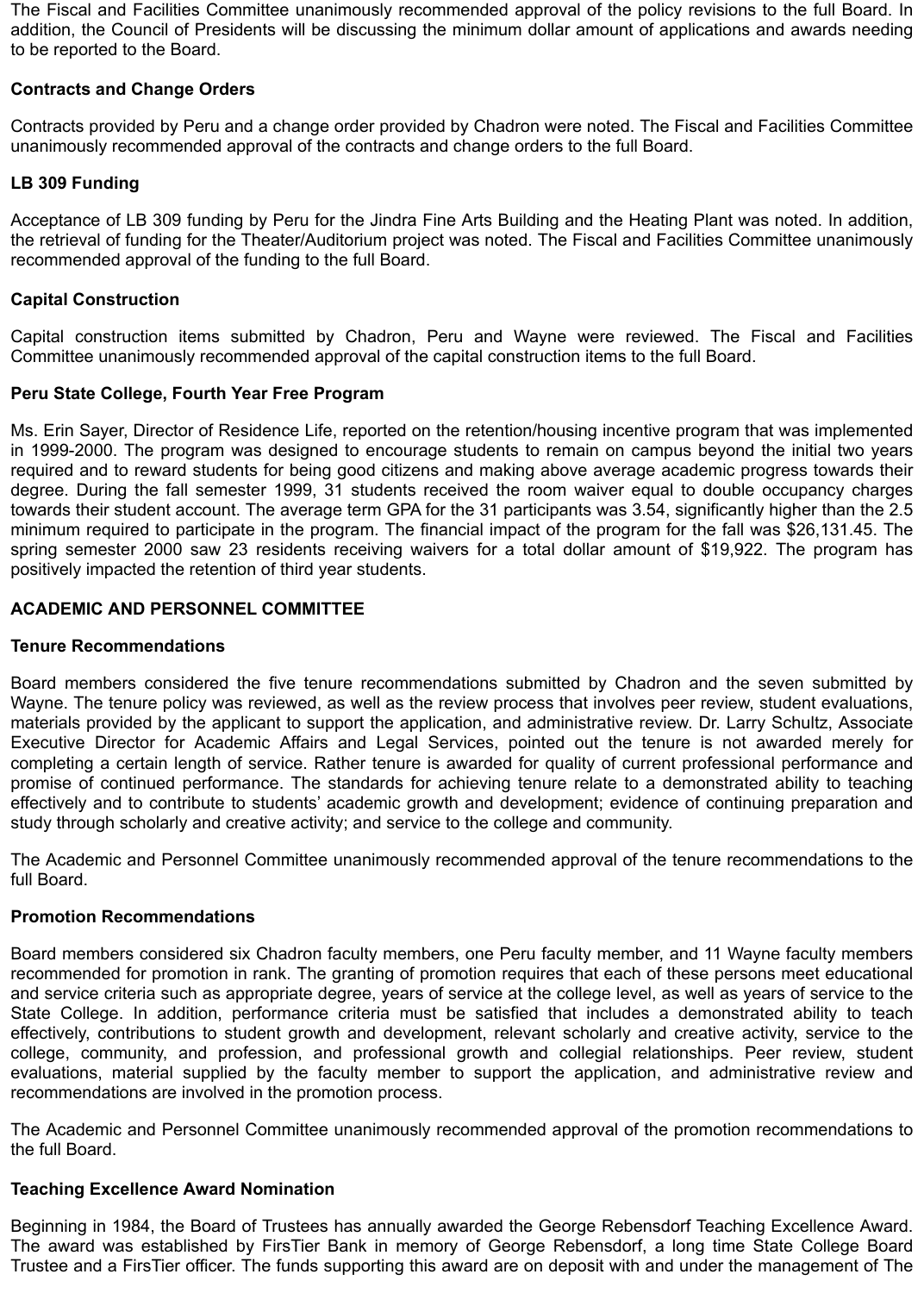The Fiscal and Facilities Committee unanimously recommended approval of the policy revisions to the full Board. In addition, the Council of Presidents will be discussing the minimum dollar amount of applications and awards needing to be reported to the Board.

**Contracts and Change Orders**

Contracts provided by Peru and a change order provided by Chadron were noted. The Fiscal and Facilities Committee unanimously recommended approval of the contracts and change orders to the full Board.

**LB 309 Funding**

Acceptance of LB 309 funding by Peru for the Jindra Fine Arts Building and the Heating Plant was noted. In addition, the retrieval of funding for the Theater/Auditorium project was noted. The Fiscal and Facilities Committee unanimously recommended approval of the funding to the full Board.

**Capital Construction**

Capital construction items submitted by Chadron, Peru and Wayne were reviewed. The Fiscal and Facilities Committee unanimously recommended approval of the capital construction items to the full Board.

**Peru State College, Fourth Year Free Program**

Ms. Erin Sayer, Director of Residence Life, reported on the retention/housing incentive program that was implemented in 1999-2000. The program was designed to encourage students to remain on campus beyond the initial two years required and to reward students for being good citizens and making above average academic progress towards their degree. During the fall semester 1999, 31 students received the room waiver equal to double occupancy charges towards their student account. The average term GPA for the 31 participants was 3.54, significantly higher than the 2.5 minimum required to participate in the program. The financial impact of the program for the fall was $26,131.45. The spring semester 2000 saw 23 residents receiving waivers for a total dollar amount of $19,922. The program has positively impacted the retention of third year students.

**ACADEMIC AND PERSONNEL COMMITTEE**

**Tenure Recommendations**

Board members considered the five tenure recommendations submitted by Chadron and the seven submitted by Wayne. The tenure policy was reviewed, as well as the review process that involves peer review, student evaluations, materials provided by the applicant to support the application, and administrative review. Dr. Larry Schultz, Associate Executive Director for Academic Affairs and Legal Services, pointed out the tenure is not awarded merely for completing a certain length of service. Rather tenure is awarded for quality of current professional performance and promise of continued performance. The standards for achieving tenure relate to a demonstrated ability to teaching effectively and to contribute to students' academic growth and development; evidence of continuing preparation and study through scholarly and creative activity; and service to the college and community.

The Academic and Personnel Committee unanimously recommended approval of the tenure recommendations to the full Board.

**Promotion Recommendations**

Board members considered six Chadron faculty members, one Peru faculty member, and 11 Wayne faculty members recommended for promotion in rank. The granting of promotion requires that each of these persons meet educational and service criteria such as appropriate degree, years of service at the college level, as well as years of service to the State College. In addition, performance criteria must be satisfied that includes a demonstrated ability to teach effectively, contributions to student growth and development, relevant scholarly and creative activity, service to the college, community, and profession, and professional growth and collegial relationships. Peer review, student evaluations, material supplied by the faculty member to support the application, and administrative review and recommendations are involved in the promotion process.

The Academic and Personnel Committee unanimously recommended approval of the promotion recommendations to the full Board.

**Teaching Excellence Award Nomination**

Beginning in 1984, the Board of Trustees has annually awarded the George Rebensdorf Teaching Excellence Award. The award was established by FirsTier Bank in memory of George Rebensdorf, a long time State College Board Trustee and a FirsTier officer. The funds supporting this award are on deposit with and under the management of The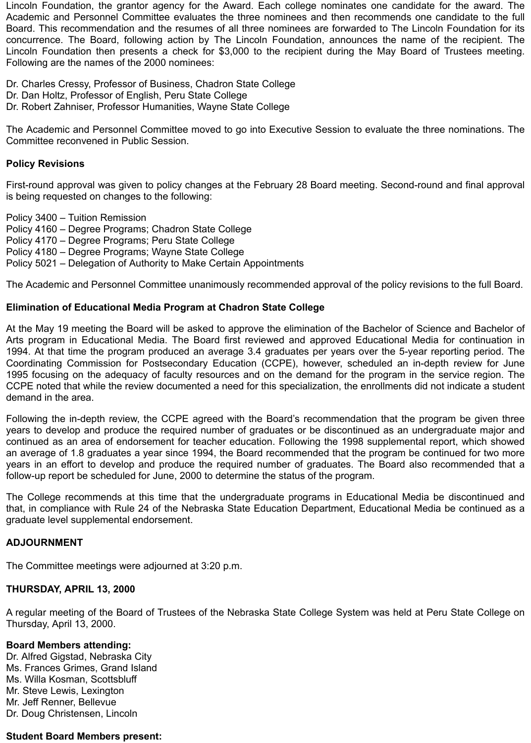Lincoln Foundation, the grantor agency for the Award. Each college nominates one candidate for the award. The Academic and Personnel Committee evaluates the three nominees and then recommends one candidate to the full Board. This recommendation and the resumes of all three nominees are forwarded to The Lincoln Foundation for its concurrence. The Board, following action by The Lincoln Foundation, announces the name of the recipient. The Lincoln Foundation then presents a check for $3,000 to the recipient during the May Board of Trustees meeting. Following are the names of the 2000 nominees:

Dr. Charles Cressy, Professor of Business, Chadron State College
Dr. Dan Holtz, Professor of English, Peru State College
Dr. Robert Zahniser, Professor Humanities, Wayne State College

The Academic and Personnel Committee moved to go into Executive Session to evaluate the three nominations. The Committee reconvened in Public Session.

**Policy Revisions**

First-round approval was given to policy changes at the February 28 Board meeting. Second-round and final approval is being requested on changes to the following:

Policy 3400 – Tuition Remission
Policy 4160 – Degree Programs; Chadron State College
Policy 4170 – Degree Programs; Peru State College
Policy 4180 – Degree Programs; Wayne State College
Policy 5021 – Delegation of Authority to Make Certain Appointments

The Academic and Personnel Committee unanimously recommended approval of the policy revisions to the full Board.

**Elimination of Educational Media Program at Chadron State College**

At the May 19 meeting the Board will be asked to approve the elimination of the Bachelor of Science and Bachelor of Arts program in Educational Media. The Board first reviewed and approved Educational Media for continuation in 1994. At that time the program produced an average 3.4 graduates per years over the 5-year reporting period. The Coordinating Commission for Postsecondary Education (CCPE), however, scheduled an in-depth review for June 1995 focusing on the adequacy of faculty resources and on the demand for the program in the service region. The CCPE noted that while the review documented a need for this specialization, the enrollments did not indicate a student demand in the area.

Following the in-depth review, the CCPE agreed with the Board's recommendation that the program be given three years to develop and produce the required number of graduates or be discontinued as an undergraduate major and continued as an area of endorsement for teacher education. Following the 1998 supplemental report, which showed an average of 1.8 graduates a year since 1994, the Board recommended that the program be continued for two more years in an effort to develop and produce the required number of graduates. The Board also recommended that a follow-up report be scheduled for June, 2000 to determine the status of the program.

The College recommends at this time that the undergraduate programs in Educational Media be discontinued and that, in compliance with Rule 24 of the Nebraska State Education Department, Educational Media be continued as a graduate level supplemental endorsement.

**ADJOURNMENT**

The Committee meetings were adjourned at 3:20 p.m.

**THURSDAY, APRIL 13, 2000**

A regular meeting of the Board of Trustees of the Nebraska State College System was held at Peru State College on Thursday, April 13, 2000.

**Board Members attending:**
Dr. Alfred Gigstad, Nebraska City
Ms. Frances Grimes, Grand Island
Ms. Willa Kosman, Scottsbluff
Mr. Steve Lewis, Lexington
Mr. Jeff Renner, Bellevue
Dr. Doug Christensen, Lincoln

**Student Board Members present:**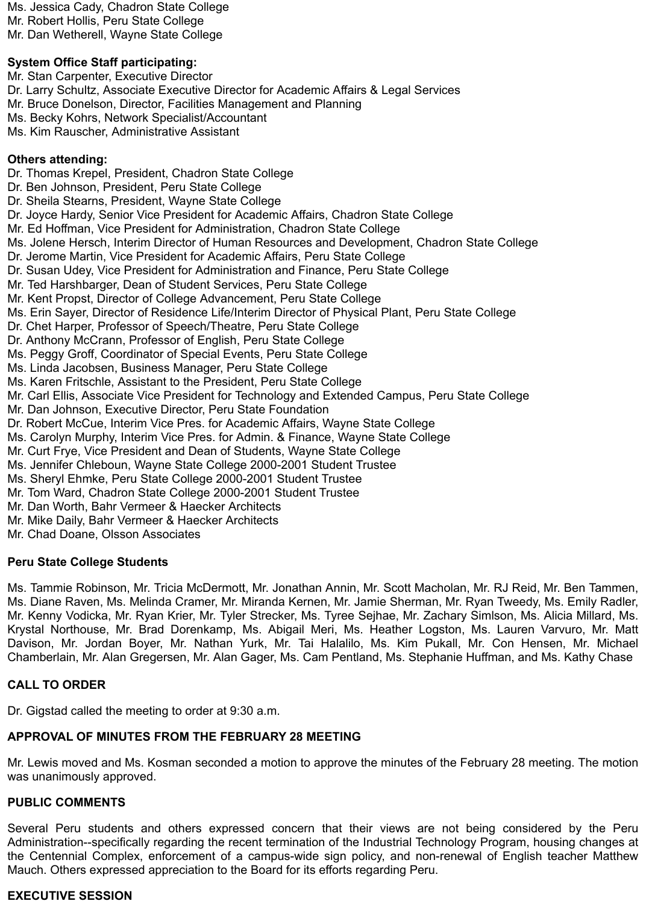Ms. Jessica Cady, Chadron State College
Mr. Robert Hollis, Peru State College
Mr. Dan Wetherell, Wayne State College

**System Office Staff participating:**
Mr. Stan Carpenter, Executive Director
Dr. Larry Schultz, Associate Executive Director for Academic Affairs & Legal Services
Mr. Bruce Donelson, Director, Facilities Management and Planning
Ms. Becky Kohrs, Network Specialist/Accountant
Ms. Kim Rauscher, Administrative Assistant

**Others attending:**
Dr. Thomas Krepel, President, Chadron State College
Dr. Ben Johnson, President, Peru State College
Dr. Sheila Stearns, President, Wayne State College
Dr. Joyce Hardy, Senior Vice President for Academic Affairs, Chadron State College
Mr. Ed Hoffman, Vice President for Administration, Chadron State College
Ms. Jolene Hersch, Interim Director of Human Resources and Development, Chadron State College
Dr. Jerome Martin, Vice President for Academic Affairs, Peru State College
Dr. Susan Udey, Vice President for Administration and Finance, Peru State College
Mr. Ted Harshbarger, Dean of Student Services, Peru State College
Mr. Kent Propst, Director of College Advancement, Peru State College
Ms. Erin Sayer, Director of Residence Life/Interim Director of Physical Plant, Peru State College
Dr. Chet Harper, Professor of Speech/Theatre, Peru State College
Dr. Anthony McCrann, Professor of English, Peru State College
Ms. Peggy Groff, Coordinator of Special Events, Peru State College
Ms. Linda Jacobsen, Business Manager, Peru State College
Ms. Karen Fritschle, Assistant to the President, Peru State College
Mr. Carl Ellis, Associate Vice President for Technology and Extended Campus, Peru State College
Mr. Dan Johnson, Executive Director, Peru State Foundation
Dr. Robert McCue, Interim Vice Pres. for Academic Affairs, Wayne State College
Ms. Carolyn Murphy, Interim Vice Pres. for Admin. & Finance, Wayne State College
Mr. Curt Frye, Vice President and Dean of Students, Wayne State College
Ms. Jennifer Chleboun, Wayne State College 2000-2001 Student Trustee
Ms. Sheryl Ehmke, Peru State College 2000-2001 Student Trustee
Mr. Tom Ward, Chadron State College 2000-2001 Student Trustee
Mr. Dan Worth, Bahr Vermeer & Haecker Architects
Mr. Mike Daily, Bahr Vermeer & Haecker Architects
Mr. Chad Doane, Olsson Associates

**Peru State College Students**

Ms. Tammie Robinson, Mr. Tricia McDermott, Mr. Jonathan Annin, Mr. Scott Macholan, Mr. RJ Reid, Mr. Ben Tammen, Ms. Diane Raven, Ms. Melinda Cramer, Mr. Miranda Kernen, Mr. Jamie Sherman, Mr. Ryan Tweedy, Ms. Emily Radler, Mr. Kenny Vodicka, Mr. Ryan Krier, Mr. Tyler Strecker, Ms. Tyree Sejhae, Mr. Zachary Simlson, Ms. Alicia Millard, Ms. Krystal Northouse, Mr. Brad Dorenkamp, Ms. Abigail Meri, Ms. Heather Logston, Ms. Lauren Varvuro, Mr. Matt Davison, Mr. Jordan Boyer, Mr. Nathan Yurk, Mr. Tai Halalilo, Ms. Kim Pukall, Mr. Con Hensen, Mr. Michael Chamberlain, Mr. Alan Gregersen, Mr. Alan Gager, Ms. Cam Pentland, Ms. Stephanie Huffman, and Ms. Kathy Chase

**CALL TO ORDER**

Dr. Gigstad called the meeting to order at 9:30 a.m.

**APPROVAL OF MINUTES FROM THE FEBRUARY 28 MEETING**

Mr. Lewis moved and Ms. Kosman seconded a motion to approve the minutes of the February 28 meeting. The motion was unanimously approved.

**PUBLIC COMMENTS**

Several Peru students and others expressed concern that their views are not being considered by the Peru Administration--specifically regarding the recent termination of the Industrial Technology Program, housing changes at the Centennial Complex, enforcement of a campus-wide sign policy, and non-renewal of English teacher Matthew Mauch. Others expressed appreciation to the Board for its efforts regarding Peru.

**EXECUTIVE SESSION**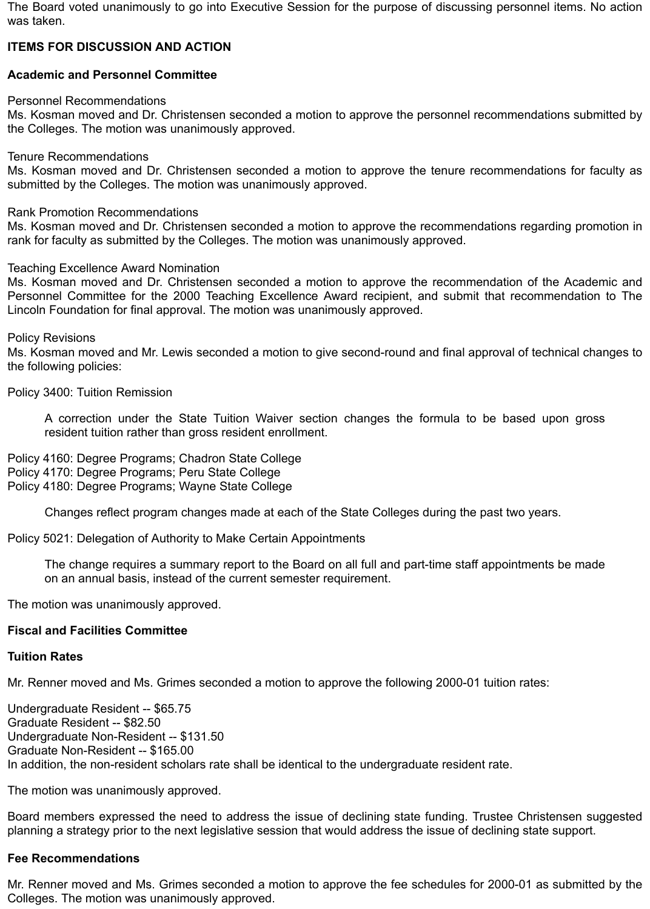The Board voted unanimously to go into Executive Session for the purpose of discussing personnel items. No action was taken.

**ITEMS FOR DISCUSSION AND ACTION**

**Academic and Personnel Committee**

Personnel Recommendations
Ms. Kosman moved and Dr. Christensen seconded a motion to approve the personnel recommendations submitted by the Colleges. The motion was unanimously approved.

Tenure Recommendations
Ms. Kosman moved and Dr. Christensen seconded a motion to approve the tenure recommendations for faculty as submitted by the Colleges. The motion was unanimously approved.

Rank Promotion Recommendations
Ms. Kosman moved and Dr. Christensen seconded a motion to approve the recommendations regarding promotion in rank for faculty as submitted by the Colleges. The motion was unanimously approved.

Teaching Excellence Award Nomination
Ms. Kosman moved and Dr. Christensen seconded a motion to approve the recommendation of the Academic and Personnel Committee for the 2000 Teaching Excellence Award recipient, and submit that recommendation to The Lincoln Foundation for final approval. The motion was unanimously approved.

Policy Revisions
Ms. Kosman moved and Mr. Lewis seconded a motion to give second-round and final approval of technical changes to the following policies:

Policy 3400: Tuition Remission

> A correction under the State Tuition Waiver section changes the formula to be based upon gross resident tuition rather than gross resident enrollment.

Policy 4160: Degree Programs; Chadron State College
Policy 4170: Degree Programs; Peru State College
Policy 4180: Degree Programs; Wayne State College

> Changes reflect program changes made at each of the State Colleges during the past two years.

Policy 5021: Delegation of Authority to Make Certain Appointments

> The change requires a summary report to the Board on all full and part-time staff appointments be made on an annual basis, instead of the current semester requirement.

The motion was unanimously approved.

**Fiscal and Facilities Committee**

**Tuition Rates**

Mr. Renner moved and Ms. Grimes seconded a motion to approve the following 2000-01 tuition rates:

Undergraduate Resident -- $65.75
Graduate Resident -- $82.50
Undergraduate Non-Resident -- $131.50
Graduate Non-Resident -- $165.00
In addition, the non-resident scholars rate shall be identical to the undergraduate resident rate.

The motion was unanimously approved.

Board members expressed the need to address the issue of declining state funding. Trustee Christensen suggested planning a strategy prior to the next legislative session that would address the issue of declining state support.

**Fee Recommendations**

Mr. Renner moved and Ms. Grimes seconded a motion to approve the fee schedules for 2000-01 as submitted by the Colleges. The motion was unanimously approved.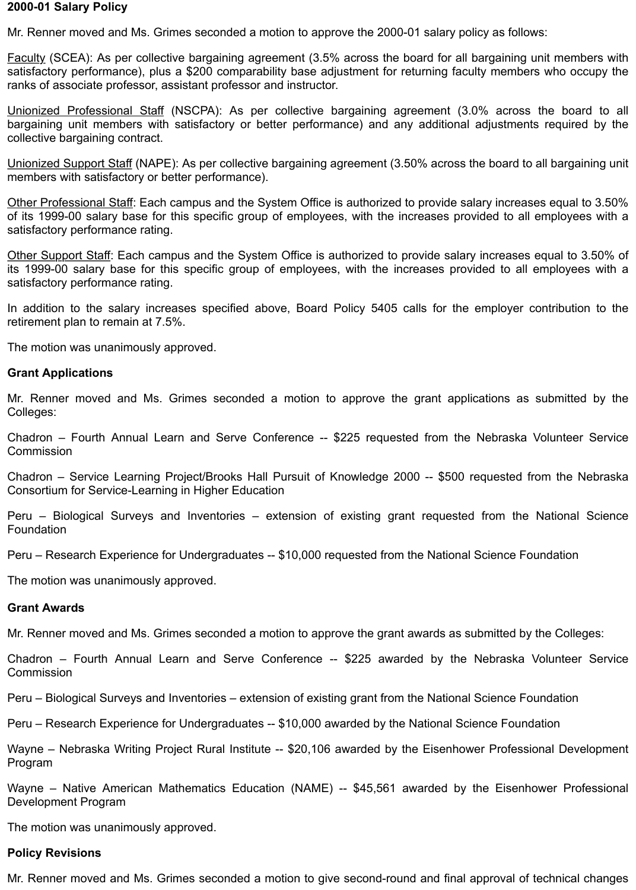**2000-01 Salary Policy**

Mr. Renner moved and Ms. Grimes seconded a motion to approve the 2000-01 salary policy as follows:

Faculty (SCEA): As per collective bargaining agreement (3.5% across the board for all bargaining unit members with satisfactory performance), plus a $200 comparability base adjustment for returning faculty members who occupy the ranks of associate professor, assistant professor and instructor.

Unionized Professional Staff (NSCPA): As per collective bargaining agreement (3.0% across the board to all bargaining unit members with satisfactory or better performance) and any additional adjustments required by the collective bargaining contract.

Unionized Support Staff (NAPE): As per collective bargaining agreement (3.50% across the board to all bargaining unit members with satisfactory or better performance).

Other Professional Staff: Each campus and the System Office is authorized to provide salary increases equal to 3.50% of its 1999-00 salary base for this specific group of employees, with the increases provided to all employees with a satisfactory performance rating.

Other Support Staff: Each campus and the System Office is authorized to provide salary increases equal to 3.50% of its 1999-00 salary base for this specific group of employees, with the increases provided to all employees with a satisfactory performance rating.

In addition to the salary increases specified above, Board Policy 5405 calls for the employer contribution to the retirement plan to remain at 7.5%.

The motion was unanimously approved.

**Grant Applications**

Mr. Renner moved and Ms. Grimes seconded a motion to approve the grant applications as submitted by the Colleges:

Chadron – Fourth Annual Learn and Serve Conference -- $225 requested from the Nebraska Volunteer Service Commission

Chadron – Service Learning Project/Brooks Hall Pursuit of Knowledge 2000 -- $500 requested from the Nebraska Consortium for Service-Learning in Higher Education

Peru – Biological Surveys and Inventories – extension of existing grant requested from the National Science Foundation

Peru – Research Experience for Undergraduates -- $10,000 requested from the National Science Foundation

The motion was unanimously approved.

**Grant Awards**

Mr. Renner moved and Ms. Grimes seconded a motion to approve the grant awards as submitted by the Colleges:

Chadron – Fourth Annual Learn and Serve Conference -- $225 awarded by the Nebraska Volunteer Service Commission

Peru – Biological Surveys and Inventories – extension of existing grant from the National Science Foundation

Peru – Research Experience for Undergraduates -- $10,000 awarded by the National Science Foundation

Wayne – Nebraska Writing Project Rural Institute -- $20,106 awarded by the Eisenhower Professional Development Program

Wayne – Native American Mathematics Education (NAME) -- $45,561 awarded by the Eisenhower Professional Development Program

The motion was unanimously approved.

**Policy Revisions**

Mr. Renner moved and Ms. Grimes seconded a motion to give second-round and final approval of technical changes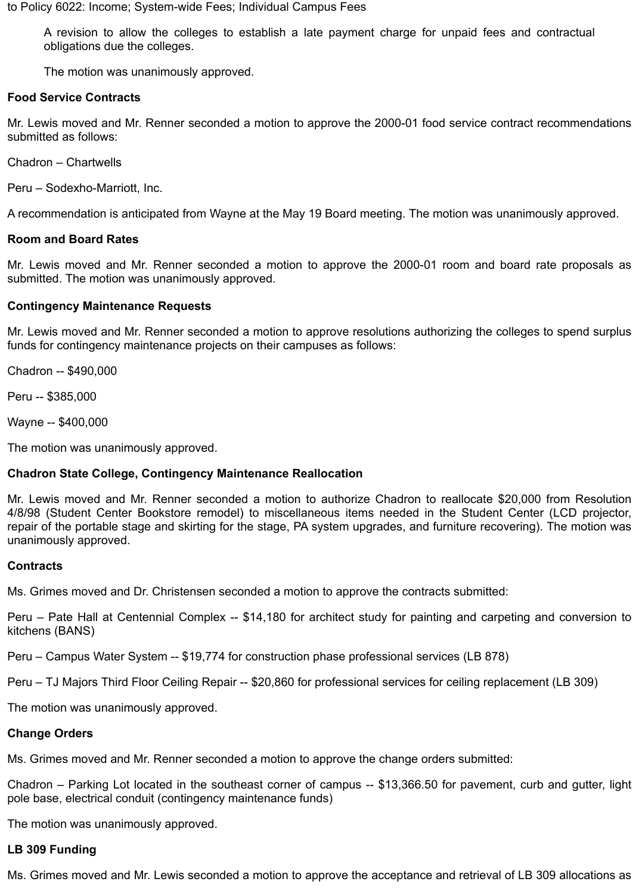to Policy 6022: Income; System-wide Fees; Individual Campus Fees

> A revision to allow the colleges to establish a late payment charge for unpaid fees and contractual obligations due the colleges.
>
> The motion was unanimously approved.

**Food Service Contracts**

Mr. Lewis moved and Mr. Renner seconded a motion to approve the 2000-01 food service contract recommendations submitted as follows:

Chadron – Chartwells

Peru – Sodexho-Marriott, Inc.

A recommendation is anticipated from Wayne at the May 19 Board meeting. The motion was unanimously approved.

**Room and Board Rates**

Mr. Lewis moved and Mr. Renner seconded a motion to approve the 2000-01 room and board rate proposals as submitted. The motion was unanimously approved.

**Contingency Maintenance Requests**

Mr. Lewis moved and Mr. Renner seconded a motion to approve resolutions authorizing the colleges to spend surplus funds for contingency maintenance projects on their campuses as follows:

Chadron -- $490,000

Peru -- $385,000

Wayne -- $400,000

The motion was unanimously approved.

**Chadron State College, Contingency Maintenance Reallocation**

Mr. Lewis moved and Mr. Renner seconded a motion to authorize Chadron to reallocate $20,000 from Resolution 4/8/98 (Student Center Bookstore remodel) to miscellaneous items needed in the Student Center (LCD projector, repair of the portable stage and skirting for the stage, PA system upgrades, and furniture recovering). The motion was unanimously approved.

**Contracts**

Ms. Grimes moved and Dr. Christensen seconded a motion to approve the contracts submitted:

Peru – Pate Hall at Centennial Complex -- $14,180 for architect study for painting and carpeting and conversion to kitchens (BANS)

Peru – Campus Water System -- $19,774 for construction phase professional services (LB 878)

Peru – TJ Majors Third Floor Ceiling Repair -- $20,860 for professional services for ceiling replacement (LB 309)

The motion was unanimously approved.

**Change Orders**

Ms. Grimes moved and Mr. Renner seconded a motion to approve the change orders submitted:

Chadron – Parking Lot located in the southeast corner of campus -- $13,366.50 for pavement, curb and gutter, light pole base, electrical conduit (contingency maintenance funds)

The motion was unanimously approved.

**LB 309 Funding**

Ms. Grimes moved and Mr. Lewis seconded a motion to approve the acceptance and retrieval of LB 309 allocations as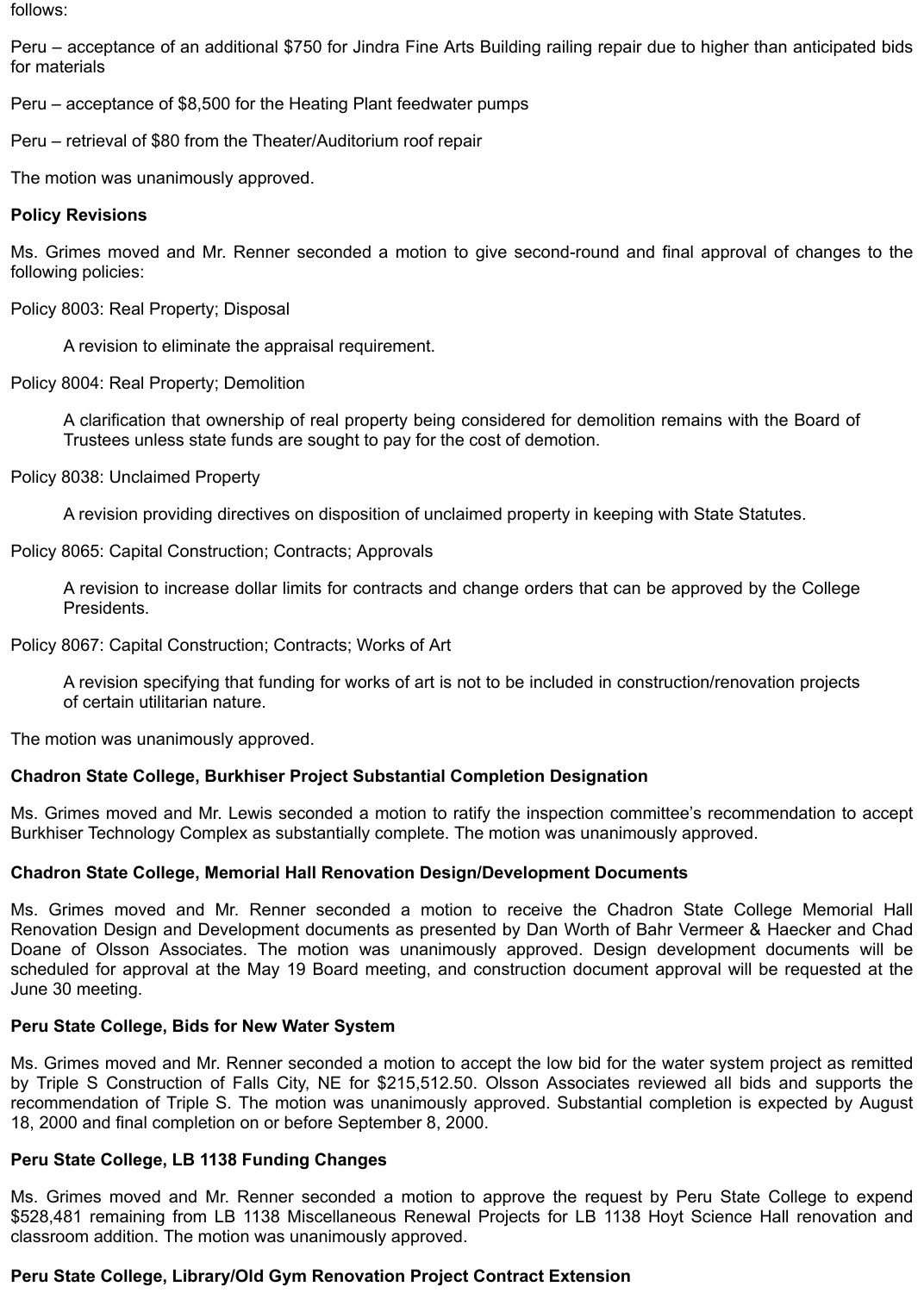follows:

Peru – acceptance of an additional $750 for Jindra Fine Arts Building railing repair due to higher than anticipated bids for materials

Peru – acceptance of $8,500 for the Heating Plant feedwater pumps

Peru – retrieval of $80 from the Theater/Auditorium roof repair

The motion was unanimously approved.

**Policy Revisions**

Ms. Grimes moved and Mr. Renner seconded a motion to give second-round and final approval of changes to the following policies:

Policy 8003: Real Property; Disposal

> A revision to eliminate the appraisal requirement.

Policy 8004: Real Property; Demolition

> A clarification that ownership of real property being considered for demolition remains with the Board of Trustees unless state funds are sought to pay for the cost of demotion.

Policy 8038: Unclaimed Property

> A revision providing directives on disposition of unclaimed property in keeping with State Statutes.

Policy 8065: Capital Construction; Contracts; Approvals

> A revision to increase dollar limits for contracts and change orders that can be approved by the College Presidents.

Policy 8067: Capital Construction; Contracts; Works of Art

> A revision specifying that funding for works of art is not to be included in construction/renovation projects of certain utilitarian nature.

The motion was unanimously approved.

**Chadron State College, Burkhiser Project Substantial Completion Designation**

Ms. Grimes moved and Mr. Lewis seconded a motion to ratify the inspection committee's recommendation to accept Burkhiser Technology Complex as substantially complete. The motion was unanimously approved.

**Chadron State College, Memorial Hall Renovation Design/Development Documents**

Ms. Grimes moved and Mr. Renner seconded a motion to receive the Chadron State College Memorial Hall Renovation Design and Development documents as presented by Dan Worth of Bahr Vermeer & Haecker and Chad Doane of Olsson Associates. The motion was unanimously approved. Design development documents will be scheduled for approval at the May 19 Board meeting, and construction document approval will be requested at the June 30 meeting.

**Peru State College, Bids for New Water System**

Ms. Grimes moved and Mr. Renner seconded a motion to accept the low bid for the water system project as remitted by Triple S Construction of Falls City, NE for $215,512.50. Olsson Associates reviewed all bids and supports the recommendation of Triple S. The motion was unanimously approved. Substantial completion is expected by August 18, 2000 and final completion on or before September 8, 2000.

**Peru State College, LB 1138 Funding Changes**

Ms. Grimes moved and Mr. Renner seconded a motion to approve the request by Peru State College to expend $528,481 remaining from LB 1138 Miscellaneous Renewal Projects for LB 1138 Hoyt Science Hall renovation and classroom addition. The motion was unanimously approved.

**Peru State College, Library/Old Gym Renovation Project Contract Extension**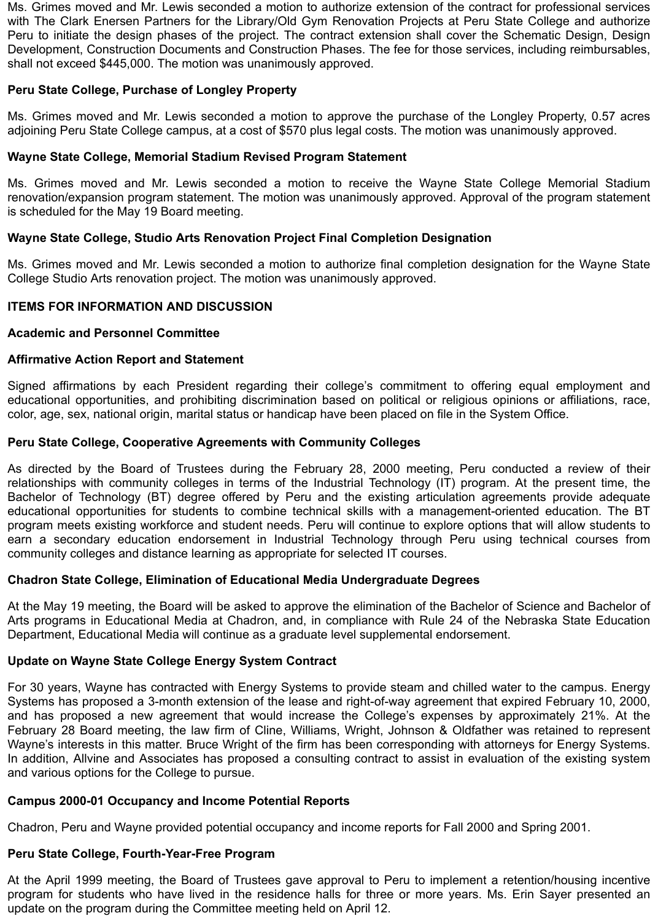Ms. Grimes moved and Mr. Lewis seconded a motion to authorize extension of the contract for professional services with The Clark Enersen Partners for the Library/Old Gym Renovation Projects at Peru State College and authorize Peru to initiate the design phases of the project. The contract extension shall cover the Schematic Design, Design Development, Construction Documents and Construction Phases. The fee for those services, including reimbursables, shall not exceed $445,000. The motion was unanimously approved.

**Peru State College, Purchase of Longley Property**

Ms. Grimes moved and Mr. Lewis seconded a motion to approve the purchase of the Longley Property, 0.57 acres adjoining Peru State College campus, at a cost of $570 plus legal costs. The motion was unanimously approved.

**Wayne State College, Memorial Stadium Revised Program Statement**

Ms. Grimes moved and Mr. Lewis seconded a motion to receive the Wayne State College Memorial Stadium renovation/expansion program statement. The motion was unanimously approved. Approval of the program statement is scheduled for the May 19 Board meeting.

**Wayne State College, Studio Arts Renovation Project Final Completion Designation**

Ms. Grimes moved and Mr. Lewis seconded a motion to authorize final completion designation for the Wayne State College Studio Arts renovation project. The motion was unanimously approved.

**ITEMS FOR INFORMATION AND DISCUSSION**

**Academic and Personnel Committee**

**Affirmative Action Report and Statement**

Signed affirmations by each President regarding their college's commitment to offering equal employment and educational opportunities, and prohibiting discrimination based on political or religious opinions or affiliations, race, color, age, sex, national origin, marital status or handicap have been placed on file in the System Office.

**Peru State College, Cooperative Agreements with Community Colleges**

As directed by the Board of Trustees during the February 28, 2000 meeting, Peru conducted a review of their relationships with community colleges in terms of the Industrial Technology (IT) program. At the present time, the Bachelor of Technology (BT) degree offered by Peru and the existing articulation agreements provide adequate educational opportunities for students to combine technical skills with a management-oriented education. The BT program meets existing workforce and student needs. Peru will continue to explore options that will allow students to earn a secondary education endorsement in Industrial Technology through Peru using technical courses from community colleges and distance learning as appropriate for selected IT courses.

**Chadron State College, Elimination of Educational Media Undergraduate Degrees**

At the May 19 meeting, the Board will be asked to approve the elimination of the Bachelor of Science and Bachelor of Arts programs in Educational Media at Chadron, and, in compliance with Rule 24 of the Nebraska State Education Department, Educational Media will continue as a graduate level supplemental endorsement.

**Update on Wayne State College Energy System Contract**

For 30 years, Wayne has contracted with Energy Systems to provide steam and chilled water to the campus. Energy Systems has proposed a 3-month extension of the lease and right-of-way agreement that expired February 10, 2000, and has proposed a new agreement that would increase the College's expenses by approximately 21%. At the February 28 Board meeting, the law firm of Cline, Williams, Wright, Johnson & Oldfather was retained to represent Wayne's interests in this matter. Bruce Wright of the firm has been corresponding with attorneys for Energy Systems. In addition, Allvine and Associates has proposed a consulting contract to assist in evaluation of the existing system and various options for the College to pursue.

**Campus 2000-01 Occupancy and Income Potential Reports**

Chadron, Peru and Wayne provided potential occupancy and income reports for Fall 2000 and Spring 2001.

**Peru State College, Fourth-Year-Free Program**

At the April 1999 meeting, the Board of Trustees gave approval to Peru to implement a retention/housing incentive program for students who have lived in the residence halls for three or more years. Ms. Erin Sayer presented an update on the program during the Committee meeting held on April 12.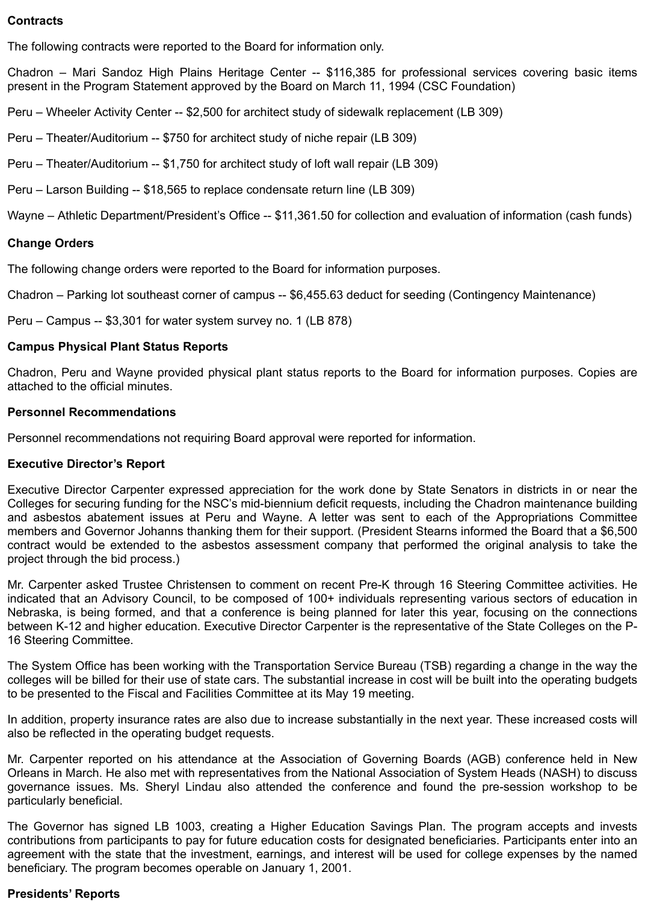**Contracts**

The following contracts were reported to the Board for information only.

Chadron – Mari Sandoz High Plains Heritage Center -- $116,385 for professional services covering basic items present in the Program Statement approved by the Board on March 11, 1994 (CSC Foundation)

Peru – Wheeler Activity Center -- $2,500 for architect study of sidewalk replacement (LB 309)

Peru – Theater/Auditorium -- $750 for architect study of niche repair (LB 309)

Peru – Theater/Auditorium -- $1,750 for architect study of loft wall repair (LB 309)

Peru – Larson Building -- $18,565 to replace condensate return line (LB 309)

Wayne – Athletic Department/President's Office -- $11,361.50 for collection and evaluation of information (cash funds)

**Change Orders**

The following change orders were reported to the Board for information purposes.

Chadron – Parking lot southeast corner of campus -- $6,455.63 deduct for seeding (Contingency Maintenance)

Peru – Campus -- $3,301 for water system survey no. 1 (LB 878)

**Campus Physical Plant Status Reports**

Chadron, Peru and Wayne provided physical plant status reports to the Board for information purposes. Copies are attached to the official minutes.

**Personnel Recommendations**

Personnel recommendations not requiring Board approval were reported for information.

**Executive Director's Report**

Executive Director Carpenter expressed appreciation for the work done by State Senators in districts in or near the Colleges for securing funding for the NSC's mid-biennium deficit requests, including the Chadron maintenance building and asbestos abatement issues at Peru and Wayne. A letter was sent to each of the Appropriations Committee members and Governor Johanns thanking them for their support. (President Stearns informed the Board that a $6,500 contract would be extended to the asbestos assessment company that performed the original analysis to take the project through the bid process.)

Mr. Carpenter asked Trustee Christensen to comment on recent Pre-K through 16 Steering Committee activities. He indicated that an Advisory Council, to be composed of 100+ individuals representing various sectors of education in Nebraska, is being formed, and that a conference is being planned for later this year, focusing on the connections between K-12 and higher education. Executive Director Carpenter is the representative of the State Colleges on the P-16 Steering Committee.

The System Office has been working with the Transportation Service Bureau (TSB) regarding a change in the way the colleges will be billed for their use of state cars. The substantial increase in cost will be built into the operating budgets to be presented to the Fiscal and Facilities Committee at its May 19 meeting.

In addition, property insurance rates are also due to increase substantially in the next year. These increased costs will also be reflected in the operating budget requests.

Mr. Carpenter reported on his attendance at the Association of Governing Boards (AGB) conference held in New Orleans in March. He also met with representatives from the National Association of System Heads (NASH) to discuss governance issues. Ms. Sheryl Lindau also attended the conference and found the pre-session workshop to be particularly beneficial.

The Governor has signed LB 1003, creating a Higher Education Savings Plan. The program accepts and invests contributions from participants to pay for future education costs for designated beneficiaries. Participants enter into an agreement with the state that the investment, earnings, and interest will be used for college expenses by the named beneficiary. The program becomes operable on January 1, 2001.

**Presidents' Reports**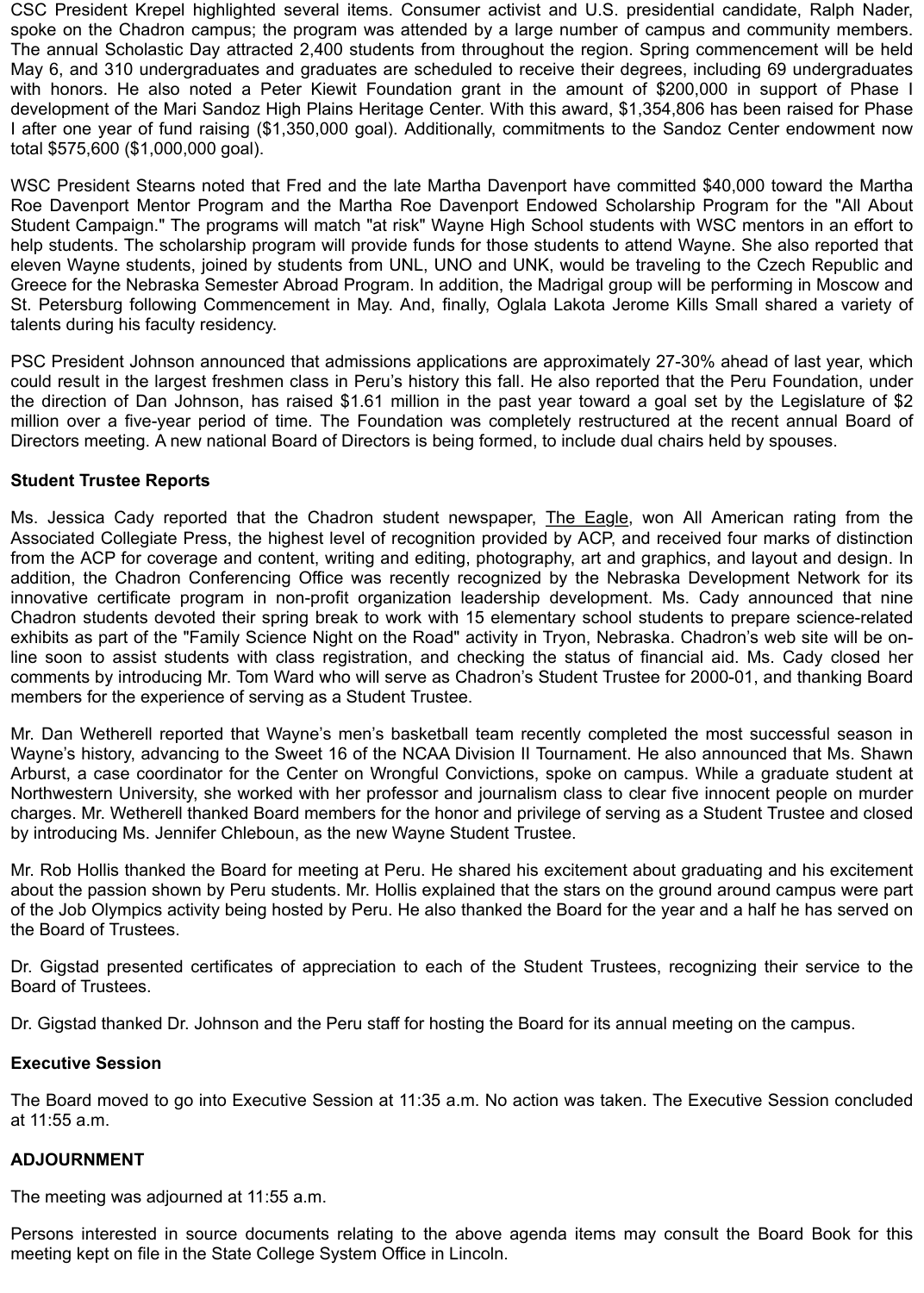CSC President Krepel highlighted several items. Consumer activist and U.S. presidential candidate, Ralph Nader, spoke on the Chadron campus; the program was attended by a large number of campus and community members. The annual Scholastic Day attracted 2,400 students from throughout the region. Spring commencement will be held May 6, and 310 undergraduates and graduates are scheduled to receive their degrees, including 69 undergraduates with honors. He also noted a Peter Kiewit Foundation grant in the amount of $200,000 in support of Phase I development of the Mari Sandoz High Plains Heritage Center. With this award, $1,354,806 has been raised for Phase I after one year of fund raising ($1,350,000 goal). Additionally, commitments to the Sandoz Center endowment now total $575,600 ($1,000,000 goal).

WSC President Stearns noted that Fred and the late Martha Davenport have committed $40,000 toward the Martha Roe Davenport Mentor Program and the Martha Roe Davenport Endowed Scholarship Program for the "All About Student Campaign." The programs will match "at risk" Wayne High School students with WSC mentors in an effort to help students. The scholarship program will provide funds for those students to attend Wayne. She also reported that eleven Wayne students, joined by students from UNL, UNO and UNK, would be traveling to the Czech Republic and Greece for the Nebraska Semester Abroad Program. In addition, the Madrigal group will be performing in Moscow and St. Petersburg following Commencement in May. And, finally, Oglala Lakota Jerome Kills Small shared a variety of talents during his faculty residency.

PSC President Johnson announced that admissions applications are approximately 27-30% ahead of last year, which could result in the largest freshmen class in Peru's history this fall. He also reported that the Peru Foundation, under the direction of Dan Johnson, has raised $1.61 million in the past year toward a goal set by the Legislature of $2 million over a five-year period of time. The Foundation was completely restructured at the recent annual Board of Directors meeting. A new national Board of Directors is being formed, to include dual chairs held by spouses.

**Student Trustee Reports**

Ms. Jessica Cady reported that the Chadron student newspaper, The Eagle, won All American rating from the Associated Collegiate Press, the highest level of recognition provided by ACP, and received four marks of distinction from the ACP for coverage and content, writing and editing, photography, art and graphics, and layout and design. In addition, the Chadron Conferencing Office was recently recognized by the Nebraska Development Network for its innovative certificate program in non-profit organization leadership development. Ms. Cady announced that nine Chadron students devoted their spring break to work with 15 elementary school students to prepare science-related exhibits as part of the "Family Science Night on the Road" activity in Tryon, Nebraska. Chadron's web site will be on-line soon to assist students with class registration, and checking the status of financial aid. Ms. Cady closed her comments by introducing Mr. Tom Ward who will serve as Chadron's Student Trustee for 2000-01, and thanking Board members for the experience of serving as a Student Trustee.

Mr. Dan Wetherell reported that Wayne's men's basketball team recently completed the most successful season in Wayne's history, advancing to the Sweet 16 of the NCAA Division II Tournament. He also announced that Ms. Shawn Arburst, a case coordinator for the Center on Wrongful Convictions, spoke on campus. While a graduate student at Northwestern University, she worked with her professor and journalism class to clear five innocent people on murder charges. Mr. Wetherell thanked Board members for the honor and privilege of serving as a Student Trustee and closed by introducing Ms. Jennifer Chleboun, as the new Wayne Student Trustee.

Mr. Rob Hollis thanked the Board for meeting at Peru. He shared his excitement about graduating and his excitement about the passion shown by Peru students. Mr. Hollis explained that the stars on the ground around campus were part of the Job Olympics activity being hosted by Peru. He also thanked the Board for the year and a half he has served on the Board of Trustees.

Dr. Gigstad presented certificates of appreciation to each of the Student Trustees, recognizing their service to the Board of Trustees.

Dr. Gigstad thanked Dr. Johnson and the Peru staff for hosting the Board for its annual meeting on the campus.

**Executive Session**

The Board moved to go into Executive Session at 11:35 a.m. No action was taken. The Executive Session concluded at 11:55 a.m.

**ADJOURNMENT**

The meeting was adjourned at 11:55 a.m.

Persons interested in source documents relating to the above agenda items may consult the Board Book for this meeting kept on file in the State College System Office in Lincoln.